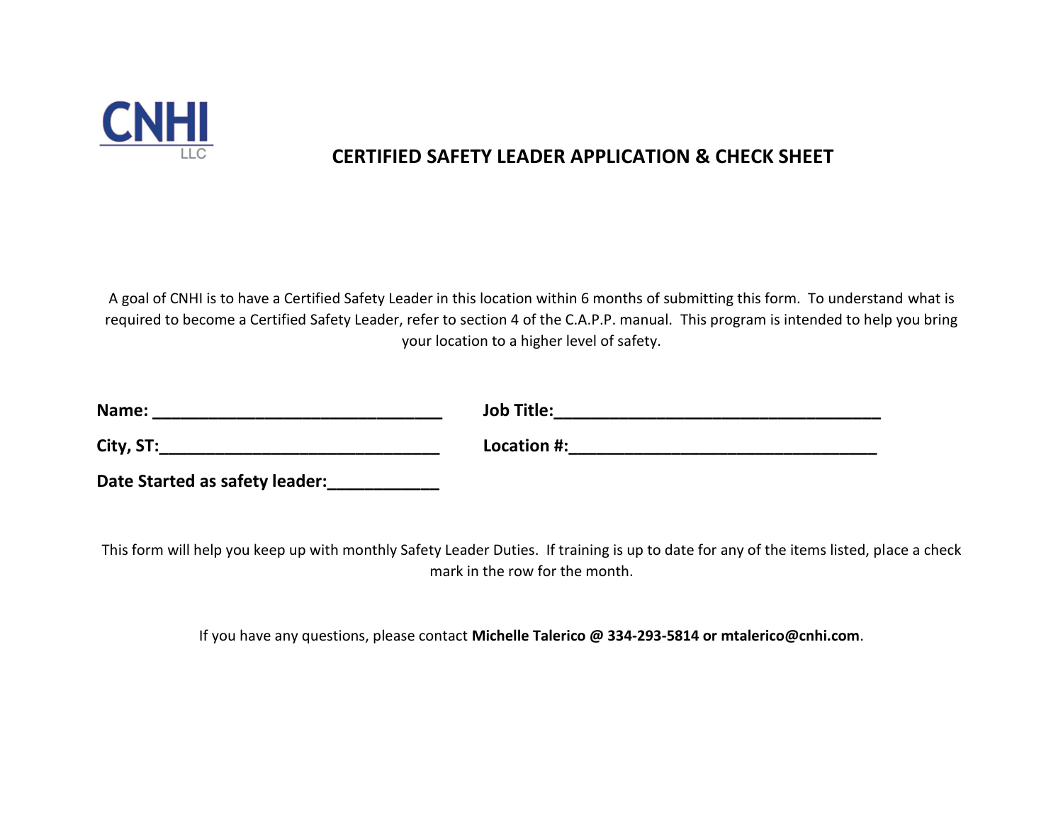CNHI
LLC

# CERTIFIED SAFETY LEADER APPLICATION & CHECK SHEET

A goal of CNHI is to have a Certified Safety Leader in this location within 6 months of submitting this form. To understand what is required to become a Certified Safety Leader, refer to section 4 of the C.A.P.P. manual. This program is intended to help you bring your location to a higher level of safety.

**Name: ______________________________** **Job Title:__________________________________**

**City, ST:_____________________________** **Location #:________________________________**

**Date Started as safety leader:___________**

This form will help you keep up with monthly Safety Leader Duties. If training is up to date for any of the items listed, place a check mark in the row for the month.

If you have any questions, please contact **Michelle Talerico @ 334-293-5814 or mtalerico@cnhi.com**.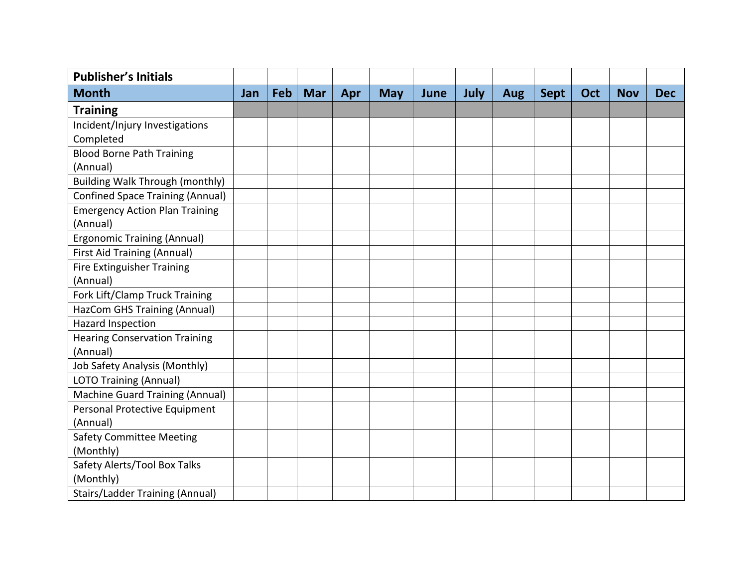| **Publisher's Initials** | | | | | | | | | | | | |
|---|---|---|---|---|---|---|---|---|---|---|---|---|
| **Month** | **Jan** | **Feb** | **Mar** | **Apr** | **May** | **June** | **July** | **Aug** | **Sept** | **Oct** | **Nov** | **Dec** |
| **Training** | | | | | | | | | | | | |
| Incident/Injury Investigations Completed | | | | | | | | | | | | |
| Blood Borne Path Training (Annual) | | | | | | | | | | | | |
| Building Walk Through (monthly) | | | | | | | | | | | | |
| Confined Space Training (Annual) | | | | | | | | | | | | |
| Emergency Action Plan Training (Annual) | | | | | | | | | | | | |
| Ergonomic Training (Annual) | | | | | | | | | | | | |
| First Aid Training (Annual) | | | | | | | | | | | | |
| Fire Extinguisher Training (Annual) | | | | | | | | | | | | |
| Fork Lift/Clamp Truck Training | | | | | | | | | | | | |
| HazCom GHS Training (Annual) | | | | | | | | | | | | |
| Hazard Inspection | | | | | | | | | | | | |
| Hearing Conservation Training (Annual) | | | | | | | | | | | | |
| Job Safety Analysis (Monthly) | | | | | | | | | | | | |
| LOTO Training (Annual) | | | | | | | | | | | | |
| Machine Guard Training (Annual) | | | | | | | | | | | | |
| Personal Protective Equipment (Annual) | | | | | | | | | | | | |
| Safety Committee Meeting (Monthly) | | | | | | | | | | | | |
| Safety Alerts/Tool Box Talks (Monthly) | | | | | | | | | | | | |
| Stairs/Ladder Training (Annual) | | | | | | | | | | | | |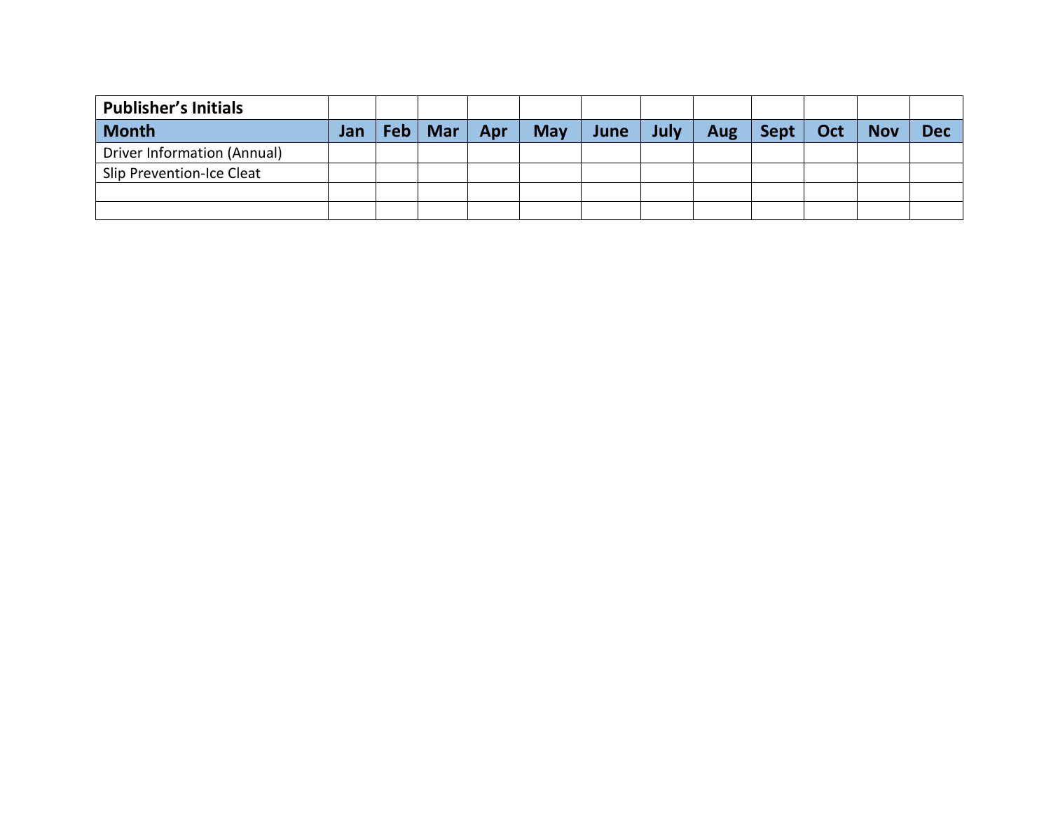| **Publisher's Initials** | | | | | | | | | | | | |
|---|---|---|---|---|---|---|---|---|---|---|---|---|
| **Month** | **Jan** | **Feb** | **Mar** | **Apr** | **May** | **June** | **July** | **Aug** | **Sept** | **Oct** | **Nov** | **Dec** |
| Driver Information (Annual) | | | | | | | | | | | | |
| Slip Prevention-Ice Cleat | | | | | | | | | | | | |
| | | | | | | | | | | | | |
| | | | | | | | | | | | | |